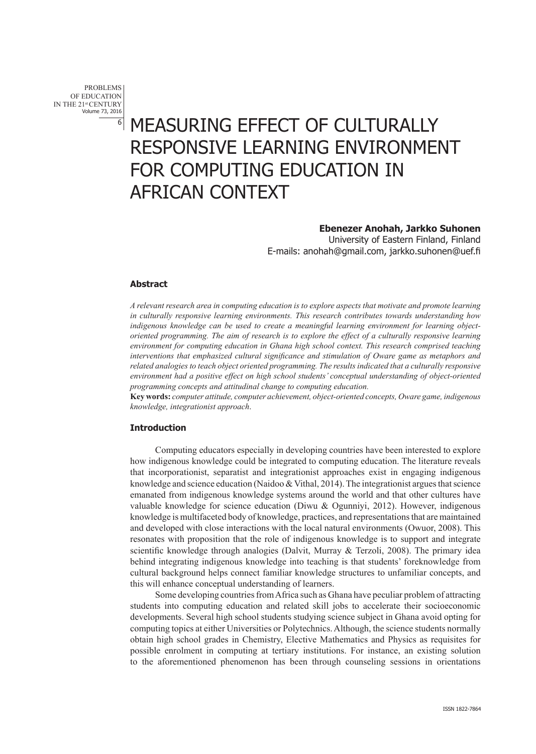# MEASURING EFFECT OF CULTURALLY RESPONSIVE LEARNING ENVIRONMENT FOR COMPUTING EDUCATION IN AFRICAN CONTEXT

**Ebenezer Anohah, Jarkko Suhonen**

University of Eastern Finland, Finland

E-mails: anohah@gmail.com, jarkko.suhonen@uef.fi

### Abstract

*A relevant research area in computing education is to explore aspects that motivate and promote learning in culturally responsive learning environments. This research contributes towards understanding how indigenous knowledge can be used to create a meaningful learning environment for learning object-oriented programming. The aim of research is to explore the effect of a culturally responsive learning environment for computing education in Ghana high school context. This research comprised teaching interventions that emphasized cultural significance and stimulation of Oware game as metaphors and related analogies to teach object oriented programming. The results indicated that a culturally responsive environment had a positive effect on high school students' conceptual understanding of object-oriented programming concepts and attitudinal change to computing education.*

**Key words:** *computer attitude, computer achievement, object-oriented concepts, Oware game, indigenous knowledge, integrationist approach.*

### Introduction

Computing educators especially in developing countries have been interested to explore how indigenous knowledge could be integrated to computing education. The literature reveals that incorporationist, separatist and integrationist approaches exist in engaging indigenous knowledge and science education (Naidoo & Vithal, 2014). The integrationist argues that science emanated from indigenous knowledge systems around the world and that other cultures have valuable knowledge for science education (Diwu & Ogunniyi, 2012). However, indigenous knowledge is multifaceted body of knowledge, practices, and representations that are maintained and developed with close interactions with the local natural environments (Owuor, 2008). This resonates with proposition that the role of indigenous knowledge is to support and integrate scientific knowledge through analogies (Dalvit, Murray & Terzoli, 2008). The primary idea behind integrating indigenous knowledge into teaching is that students' foreknowledge from cultural background helps connect familiar knowledge structures to unfamiliar concepts, and this will enhance conceptual understanding of learners.

Some developing countries from Africa such as Ghana have peculiar problem of attracting students into computing education and related skill jobs to accelerate their socioeconomic developments. Several high school students studying science subject in Ghana avoid opting for computing topics at either Universities or Polytechnics. Although, the science students normally obtain high school grades in Chemistry, Elective Mathematics and Physics as requisites for possible enrolment in computing at tertiary institutions. For instance, an existing solution to the aforementioned phenomenon has been through counseling sessions in orientations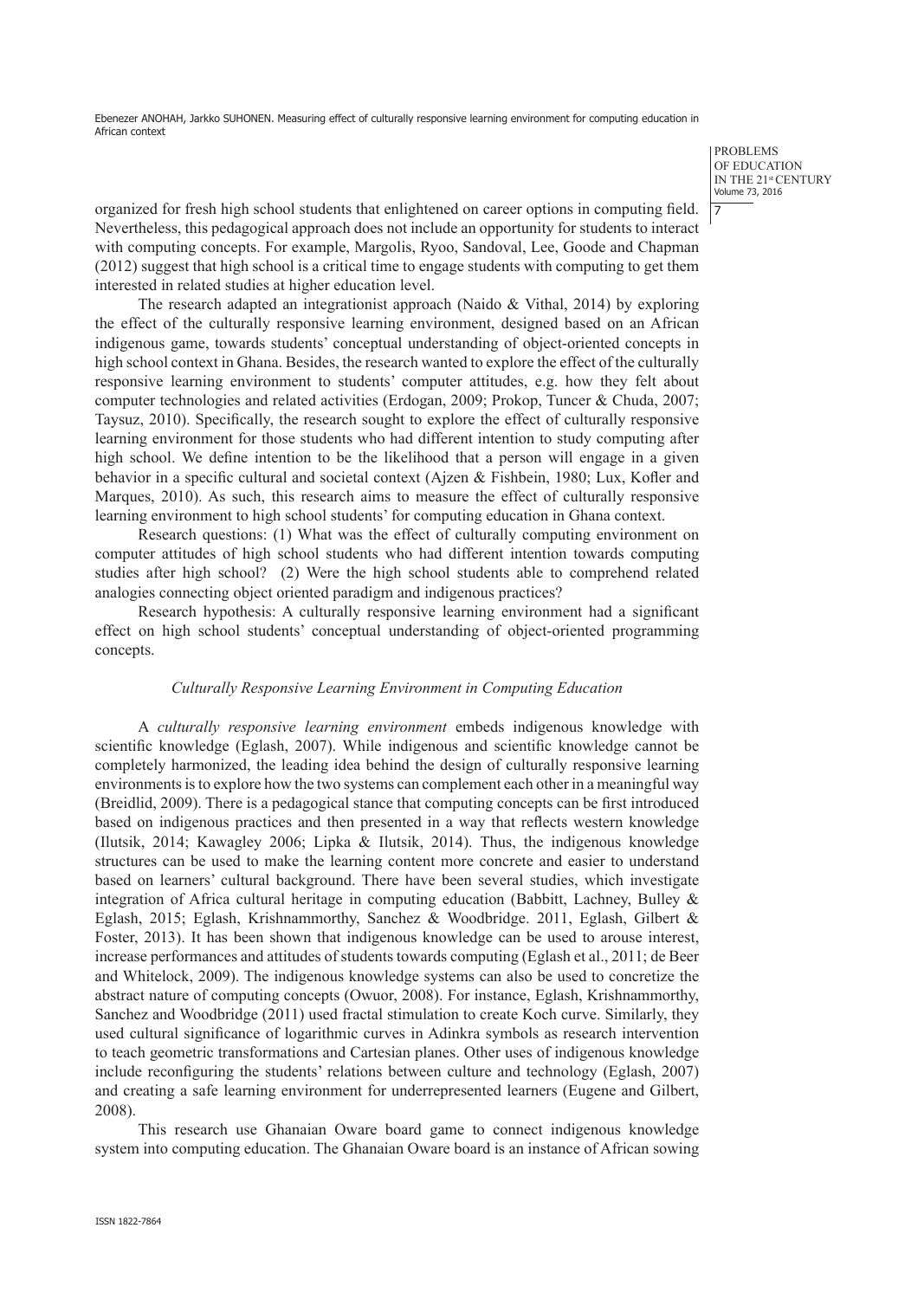organized for fresh high school students that enlightened on career options in computing field. Nevertheless, this pedagogical approach does not include an opportunity for students to interact with computing concepts. For example, Margolis, Ryoo, Sandoval, Lee, Goode and Chapman (2012) suggest that high school is a critical time to engage students with computing to get them interested in related studies at higher education level.

The research adapted an integrationist approach (Naido & Vithal, 2014) by exploring the effect of the culturally responsive learning environment, designed based on an African indigenous game, towards students' conceptual understanding of object-oriented concepts in high school context in Ghana. Besides, the research wanted to explore the effect of the culturally responsive learning environment to students' computer attitudes, e.g. how they felt about computer technologies and related activities (Erdogan, 2009; Prokop, Tuncer & Chuda, 2007; Taysuz, 2010). Specifically, the research sought to explore the effect of culturally responsive learning environment for those students who had different intention to study computing after high school. We define intention to be the likelihood that a person will engage in a given behavior in a specific cultural and societal context (Ajzen & Fishbein, 1980; Lux, Kofler and Marques, 2010). As such, this research aims to measure the effect of culturally responsive learning environment to high school students' for computing education in Ghana context.

Research questions: (1) What was the effect of culturally computing environment on computer attitudes of high school students who had different intention towards computing studies after high school? (2) Were the high school students able to comprehend related analogies connecting object oriented paradigm and indigenous practices?

Research hypothesis: A culturally responsive learning environment had a significant effect on high school students' conceptual understanding of object-oriented programming concepts.

### *Culturally Responsive Learning Environment in Computing Education*

A *culturally responsive learning environment* embeds indigenous knowledge with scientific knowledge (Eglash, 2007). While indigenous and scientific knowledge cannot be completely harmonized, the leading idea behind the design of culturally responsive learning environments is to explore how the two systems can complement each other in a meaningful way (Breidlid, 2009). There is a pedagogical stance that computing concepts can be first introduced based on indigenous practices and then presented in a way that reflects western knowledge (Ilutsik, 2014; Kawagley 2006; Lipka & Ilutsik, 2014). Thus, the indigenous knowledge structures can be used to make the learning content more concrete and easier to understand based on learners' cultural background. There have been several studies, which investigate integration of Africa cultural heritage in computing education (Babbitt, Lachney, Bulley & Eglash, 2015; Eglash, Krishnammorthy, Sanchez & Woodbridge. 2011, Eglash, Gilbert & Foster, 2013). It has been shown that indigenous knowledge can be used to arouse interest, increase performances and attitudes of students towards computing (Eglash et al., 2011; de Beer and Whitelock, 2009). The indigenous knowledge systems can also be used to concretize the abstract nature of computing concepts (Owuor, 2008). For instance, Eglash, Krishnammorthy, Sanchez and Woodbridge (2011) used fractal stimulation to create Koch curve. Similarly, they used cultural significance of logarithmic curves in Adinkra symbols as research intervention to teach geometric transformations and Cartesian planes. Other uses of indigenous knowledge include reconfiguring the students' relations between culture and technology (Eglash, 2007) and creating a safe learning environment for underrepresented learners (Eugene and Gilbert, 2008).

This research use Ghanaian Oware board game to connect indigenous knowledge system into computing education. The Ghanaian Oware board is an instance of African sowing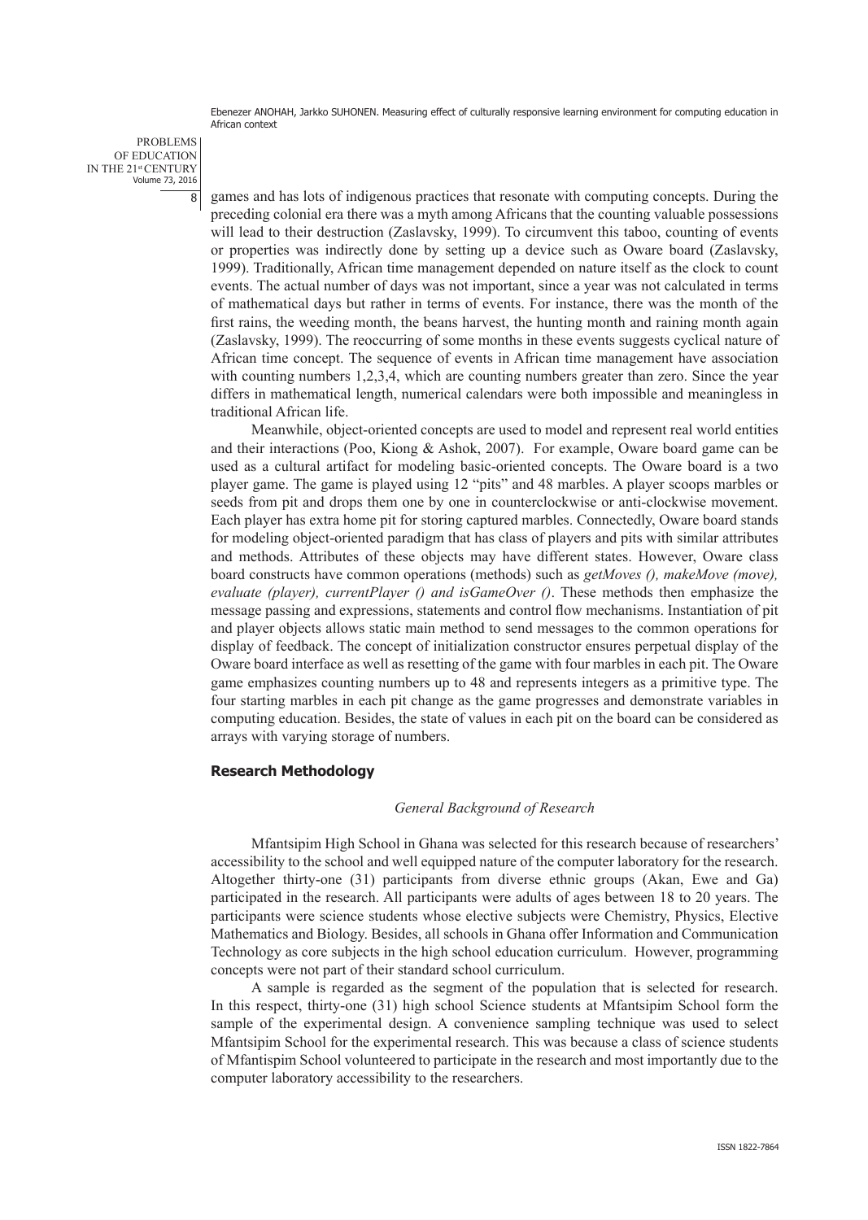games and has lots of indigenous practices that resonate with computing concepts. During the preceding colonial era there was a myth among Africans that the counting valuable possessions will lead to their destruction (Zaslavsky, 1999). To circumvent this taboo, counting of events or properties was indirectly done by setting up a device such as Oware board (Zaslavsky, 1999). Traditionally, African time management depended on nature itself as the clock to count events. The actual number of days was not important, since a year was not calculated in terms of mathematical days but rather in terms of events. For instance, there was the month of the first rains, the weeding month, the beans harvest, the hunting month and raining month again (Zaslavsky, 1999). The reoccurring of some months in these events suggests cyclical nature of African time concept. The sequence of events in African time management have association with counting numbers 1,2,3,4, which are counting numbers greater than zero. Since the year differs in mathematical length, numerical calendars were both impossible and meaningless in traditional African life.

Meanwhile, object-oriented concepts are used to model and represent real world entities and their interactions (Poo, Kiong & Ashok, 2007). For example, Oware board game can be used as a cultural artifact for modeling basic-oriented concepts. The Oware board is a two player game. The game is played using 12 "pits" and 48 marbles. A player scoops marbles or seeds from pit and drops them one by one in counterclockwise or anti-clockwise movement. Each player has extra home pit for storing captured marbles. Connectedly, Oware board stands for modeling object-oriented paradigm that has class of players and pits with similar attributes and methods. Attributes of these objects may have different states. However, Oware class board constructs have common operations (methods) such as *getMoves (), makeMove (move), evaluate (player), currentPlayer () and isGameOver ()*. These methods then emphasize the message passing and expressions, statements and control flow mechanisms. Instantiation of pit and player objects allows static main method to send messages to the common operations for display of feedback. The concept of initialization constructor ensures perpetual display of the Oware board interface as well as resetting of the game with four marbles in each pit. The Oware game emphasizes counting numbers up to 48 and represents integers as a primitive type. The four starting marbles in each pit change as the game progresses and demonstrate variables in computing education. Besides, the state of values in each pit on the board can be considered as arrays with varying storage of numbers.

## Research Methodology

### *General Background of Research*

Mfantsipim High School in Ghana was selected for this research because of researchers' accessibility to the school and well equipped nature of the computer laboratory for the research. Altogether thirty-one (31) participants from diverse ethnic groups (Akan, Ewe and Ga) participated in the research. All participants were adults of ages between 18 to 20 years. The participants were science students whose elective subjects were Chemistry, Physics, Elective Mathematics and Biology. Besides, all schools in Ghana offer Information and Communication Technology as core subjects in the high school education curriculum. However, programming concepts were not part of their standard school curriculum.

A sample is regarded as the segment of the population that is selected for research. In this respect, thirty-one (31) high school Science students at Mfantsipim School form the sample of the experimental design. A convenience sampling technique was used to select Mfantsipim School for the experimental research. This was because a class of science students of Mfantispim School volunteered to participate in the research and most importantly due to the computer laboratory accessibility to the researchers.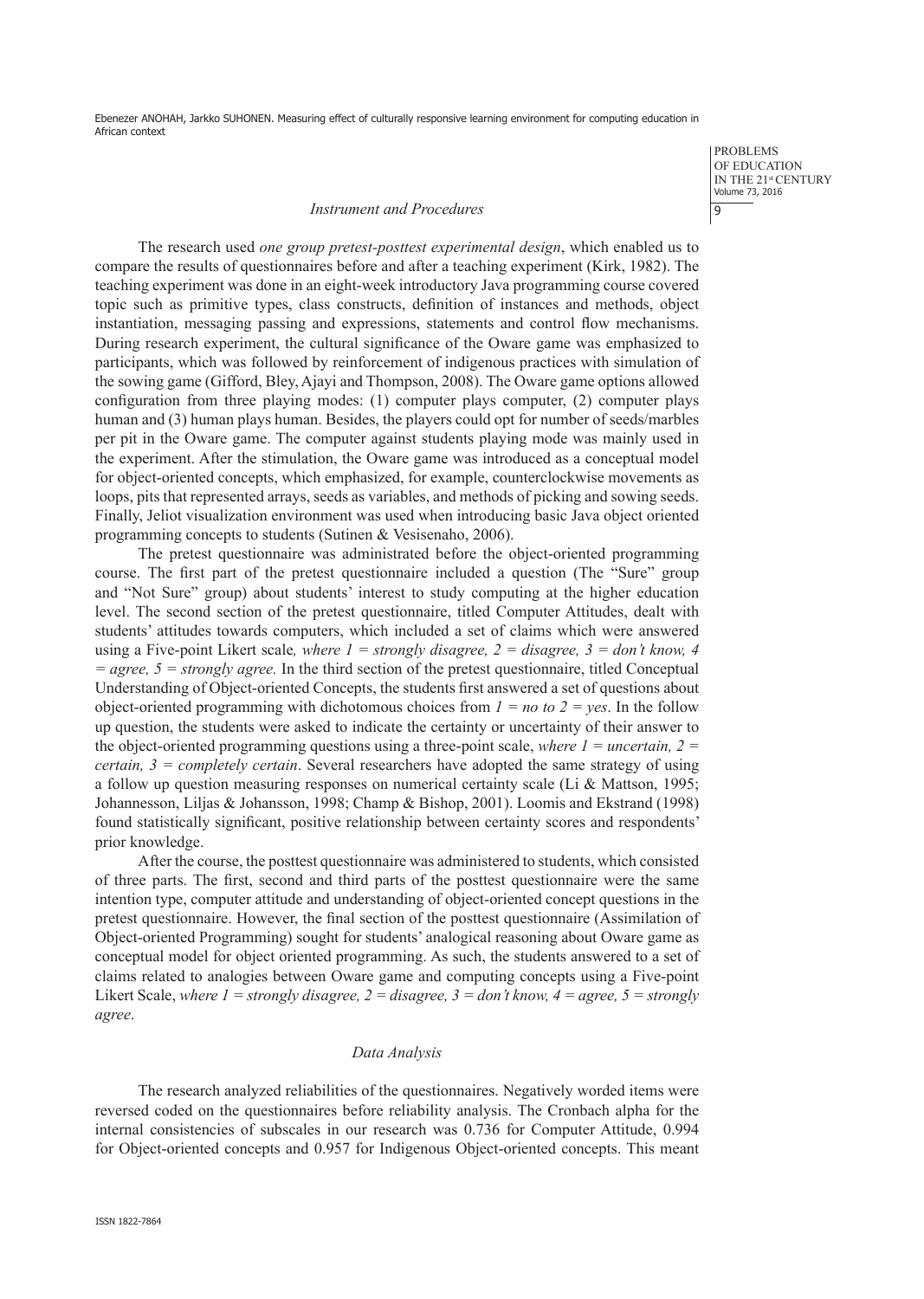### *Instrument and Procedures*

The research used *one group pretest-posttest experimental design*, which enabled us to compare the results of questionnaires before and after a teaching experiment (Kirk, 1982). The teaching experiment was done in an eight-week introductory Java programming course covered topic such as primitive types, class constructs, definition of instances and methods, object instantiation, messaging passing and expressions, statements and control flow mechanisms. During research experiment, the cultural significance of the Oware game was emphasized to participants, which was followed by reinforcement of indigenous practices with simulation of the sowing game (Gifford, Bley, Ajayi and Thompson, 2008). The Oware game options allowed configuration from three playing modes: (1) computer plays computer, (2) computer plays human and (3) human plays human. Besides, the players could opt for number of seeds/marbles per pit in the Oware game. The computer against students playing mode was mainly used in the experiment. After the stimulation, the Oware game was introduced as a conceptual model for object-oriented concepts, which emphasized, for example, counterclockwise movements as loops, pits that represented arrays, seeds as variables, and methods of picking and sowing seeds. Finally, Jeliot visualization environment was used when introducing basic Java object oriented programming concepts to students (Sutinen & Vesisenaho, 2006).

The pretest questionnaire was administrated before the object-oriented programming course. The first part of the pretest questionnaire included a question (The "Sure" group and "Not Sure" group) about students' interest to study computing at the higher education level. The second section of the pretest questionnaire, titled Computer Attitudes, dealt with students' attitudes towards computers, which included a set of claims which were answered using a Five-point Likert scale*, where 1 = strongly disagree, 2 = disagree, 3 = don't know, 4 = agree, 5 = strongly agree.* In the third section of the pretest questionnaire, titled Conceptual Understanding of Object-oriented Concepts, the students first answered a set of questions about object-oriented programming with dichotomous choices from *1 = no to 2 = yes*. In the follow up question, the students were asked to indicate the certainty or uncertainty of their answer to the object-oriented programming questions using a three-point scale, *where 1 = uncertain, 2 = certain, 3 = completely certain*. Several researchers have adopted the same strategy of using a follow up question measuring responses on numerical certainty scale (Li & Mattson, 1995; Johannesson, Liljas & Johansson, 1998; Champ & Bishop, 2001). Loomis and Ekstrand (1998) found statistically significant, positive relationship between certainty scores and respondents' prior knowledge.

After the course, the posttest questionnaire was administered to students, which consisted of three parts. The first, second and third parts of the posttest questionnaire were the same intention type, computer attitude and understanding of object-oriented concept questions in the pretest questionnaire. However, the final section of the posttest questionnaire (Assimilation of Object-oriented Programming) sought for students' analogical reasoning about Oware game as conceptual model for object oriented programming. As such, the students answered to a set of claims related to analogies between Oware game and computing concepts using a Five-point Likert Scale, *where 1 = strongly disagree, 2 = disagree, 3 = don't know, 4 = agree, 5 = strongly agree*.

### *Data Analysis*

The research analyzed reliabilities of the questionnaires. Negatively worded items were reversed coded on the questionnaires before reliability analysis. The Cronbach alpha for the internal consistencies of subscales in our research was 0.736 for Computer Attitude, 0.994 for Object-oriented concepts and 0.957 for Indigenous Object-oriented concepts. This meant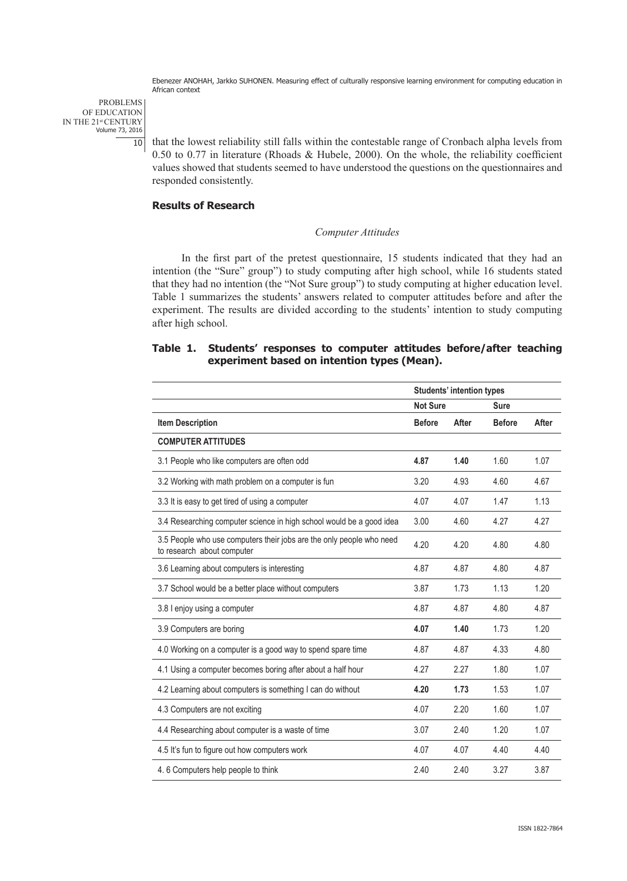that the lowest reliability still falls within the contestable range of Cronbach alpha levels from 0.50 to 0.77 in literature (Rhoads & Hubele, 2000). On the whole, the reliability coefficient values showed that students seemed to have understood the questions on the questionnaires and responded consistently.

## Results of Research

### *Computer Attitudes*

In the first part of the pretest questionnaire, 15 students indicated that they had an intention (the "Sure" group") to study computing after high school, while 16 students stated that they had no intention (the "Not Sure group") to study computing at higher education level. Table 1 summarizes the students' answers related to computer attitudes before and after the experiment. The results are divided according to the students' intention to study computing after high school.

**Table 1. Students' responses to computer attitudes before/after teaching experiment based on intention types (Mean).**

| | Students' intention types | | | |
|---|---|---|---|---|
| | Not Sure | | Sure | |
| **Item Description** | **Before** | **After** | **Before** | **After** |
| **COMPUTER ATTITUDES** | | | | |
| 3.1 People who like computers are often odd | **4.87** | **1.40** | 1.60 | 1.07 |
| 3.2 Working with math problem on a computer is fun | 3.20 | 4.93 | 4.60 | 4.67 |
| 3.3 It is easy to get tired of using a computer | 4.07 | 4.07 | 1.47 | 1.13 |
| 3.4 Researching computer science in high school would be a good idea | 3.00 | 4.60 | 4.27 | 4.27 |
| 3.5 People who use computers their jobs are the only people who need to research about computer | 4.20 | 4.20 | 4.80 | 4.80 |
| 3.6 Learning about computers is interesting | 4.87 | 4.87 | 4.80 | 4.87 |
| 3.7 School would be a better place without computers | 3.87 | 1.73 | 1.13 | 1.20 |
| 3.8 I enjoy using a computer | 4.87 | 4.87 | 4.80 | 4.87 |
| 3.9 Computers are boring | **4.07** | **1.40** | 1.73 | 1.20 |
| 4.0 Working on a computer is a good way to spend spare time | 4.87 | 4.87 | 4.33 | 4.80 |
| 4.1 Using a computer becomes boring after about a half hour | 4.27 | 2.27 | 1.80 | 1.07 |
| 4.2 Learning about computers is something I can do without | **4.20** | **1.73** | 1.53 | 1.07 |
| 4.3 Computers are not exciting | 4.07 | 2.20 | 1.60 | 1.07 |
| 4.4 Researching about computer is a waste of time | 3.07 | 2.40 | 1.20 | 1.07 |
| 4.5 It's fun to figure out how computers work | 4.07 | 4.07 | 4.40 | 4.40 |
| 4. 6 Computers help people to think | 2.40 | 2.40 | 3.27 | 3.87 |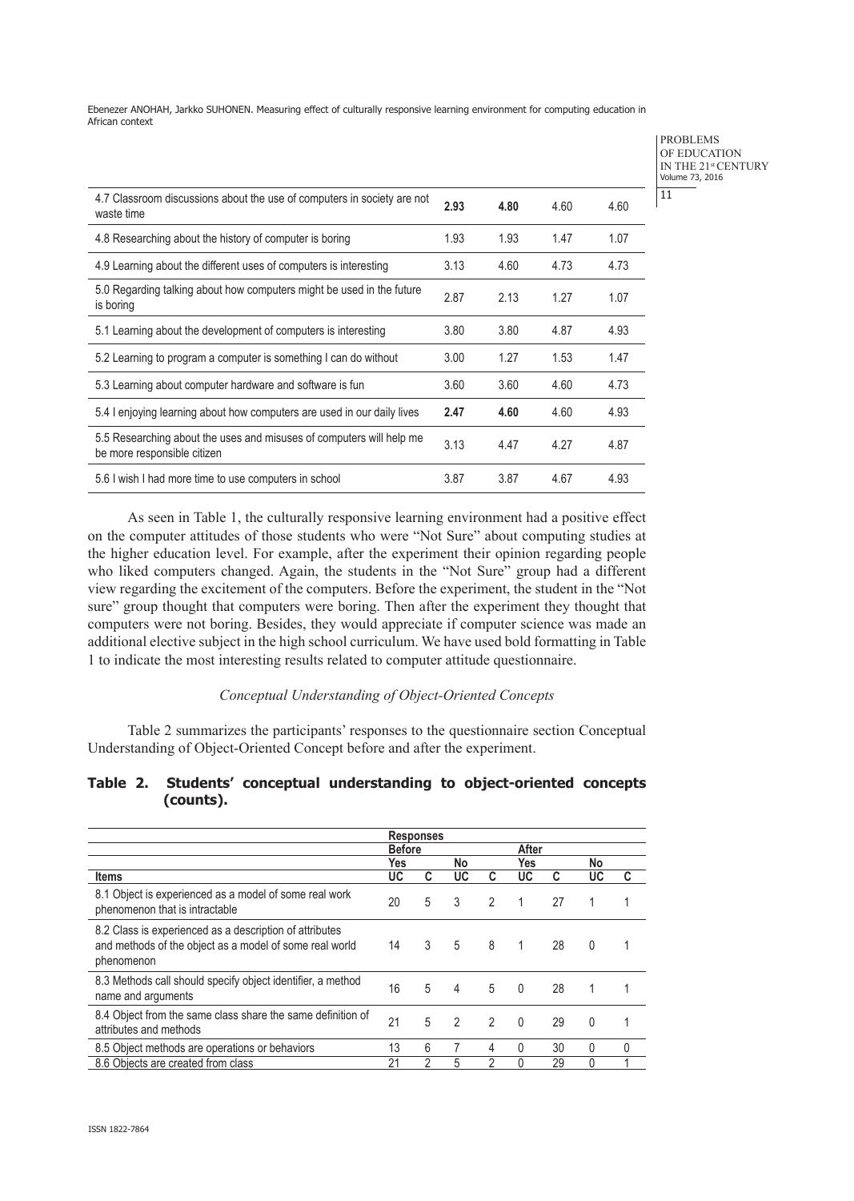| | | | | |
|---|---|---|---|---|
| 4.7 Classroom discussions about the use of computers in society are not waste time | **2.93** | **4.80** | 4.60 | 4.60 |
| 4.8 Researching about the history of computer is boring | 1.93 | 1.93 | 1.47 | 1.07 |
| 4.9 Learning about the different uses of computers is interesting | 3.13 | 4.60 | 4.73 | 4.73 |
| 5.0 Regarding talking about how computers might be used in the future is boring | 2.87 | 2.13 | 1.27 | 1.07 |
| 5.1 Learning about the development of computers is interesting | 3.80 | 3.80 | 4.87 | 4.93 |
| 5.2 Learning to program a computer is something I can do without | 3.00 | 1.27 | 1.53 | 1.47 |
| 5.3 Learning about computer hardware and software is fun | 3.60 | 3.60 | 4.60 | 4.73 |
| 5.4 I enjoying learning about how computers are used in our daily lives | **2.47** | **4.60** | 4.60 | 4.93 |
| 5.5 Researching about the uses and misuses of computers will help me be more responsible citizen | 3.13 | 4.47 | 4.27 | 4.87 |
| 5.6 I wish I had more time to use computers in school | 3.87 | 3.87 | 4.67 | 4.93 |

As seen in Table 1, the culturally responsive learning environment had a positive effect on the computer attitudes of those students who were "Not Sure" about computing studies at the higher education level. For example, after the experiment their opinion regarding people who liked computers changed. Again, the students in the "Not Sure" group had a different view regarding the excitement of the computers. Before the experiment, the student in the "Not sure" group thought that computers were boring. Then after the experiment they thought that computers were not boring. Besides, they would appreciate if computer science was made an additional elective subject in the high school curriculum. We have used bold formatting in Table 1 to indicate the most interesting results related to computer attitude questionnaire.

*Conceptual Understanding of Object-Oriented Concepts*

Table 2 summarizes the participants' responses to the questionnaire section Conceptual Understanding of Object-Oriented Concept before and after the experiment.

**Table 2. Students' conceptual understanding to object-oriented concepts (counts).**

| | Responses | | | | | | | |
|---|---|---|---|---|---|---|---|---|
| | Before | | | | After | | | |
| | Yes | | No | | Yes | | No | |
| Items | UC | C | UC | C | UC | C | UC | C |
| 8.1 Object is experienced as a model of some real work phenomenon that is intractable | 20 | 5 | 3 | 2 | 1 | 27 | 1 | 1 |
| 8.2 Class is experienced as a description of attributes and methods of the object as a model of some real world phenomenon | 14 | 3 | 5 | 8 | 1 | 28 | 0 | 1 |
| 8.3 Methods call should specify object identifier, a method name and arguments | 16 | 5 | 4 | 5 | 0 | 28 | 1 | 1 |
| 8.4 Object from the same class share the same definition of attributes and methods | 21 | 5 | 2 | 2 | 0 | 29 | 0 | 1 |
| 8.5 Object methods are operations or behaviors | 13 | 6 | 7 | 4 | 0 | 30 | 0 | 0 |
| 8.6 Objects are created from class | 21 | 2 | 5 | 2 | 0 | 29 | 0 | 1 |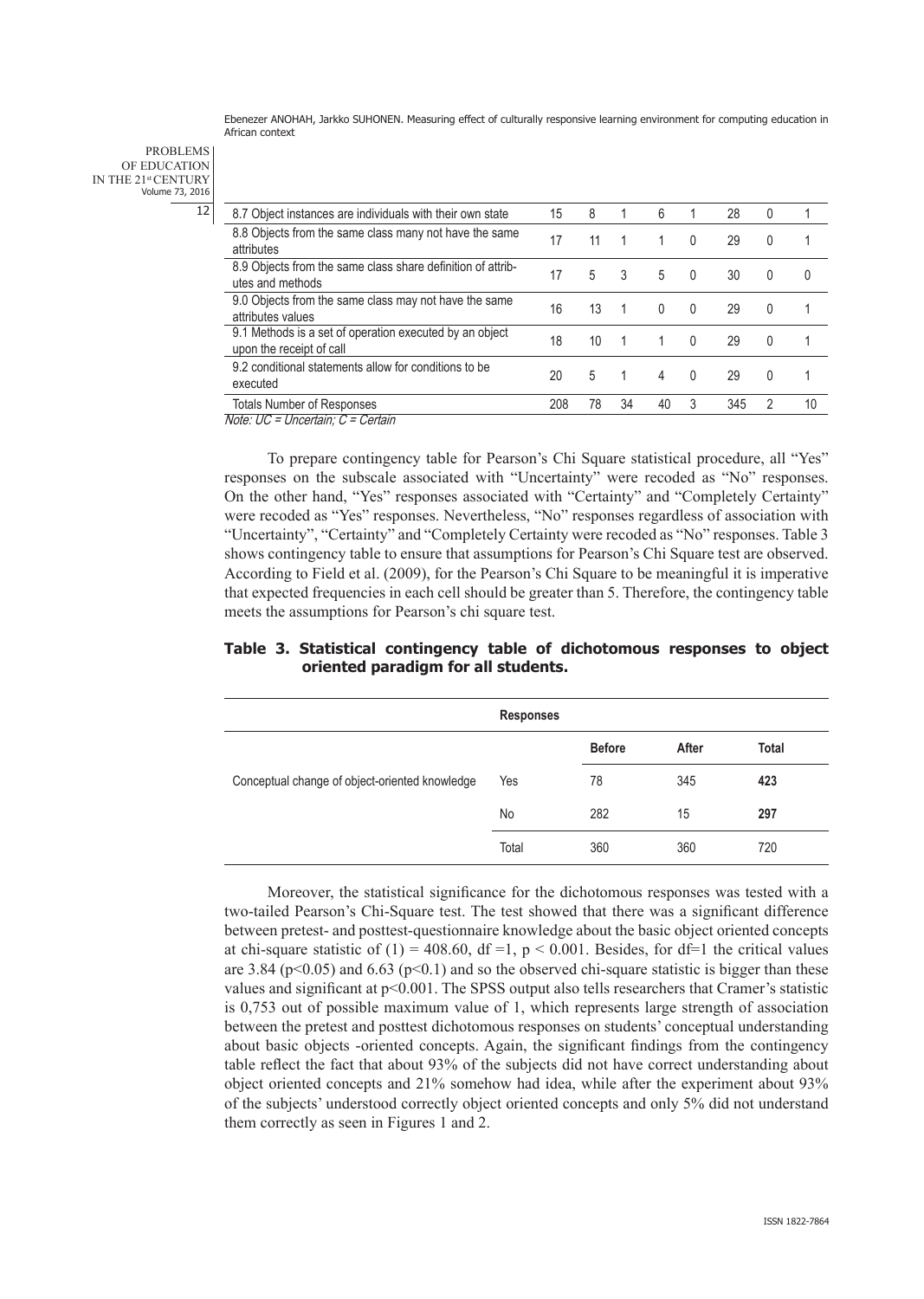| 8.7 Object instances are individuals with their own state | 15 | 8 | 1 | 6 | 1 | 28 | 0 | 1 |
|---|---|---|---|---|---|---|---|---|
| 8.8 Objects from the same class many not have the same attributes | 17 | 11 | 1 | 1 | 0 | 29 | 0 | 1 |
| 8.9 Objects from the same class share definition of attributes and methods | 17 | 5 | 3 | 5 | 0 | 30 | 0 | 0 |
| 9.0 Objects from the same class may not have the same attributes values | 16 | 13 | 1 | 0 | 0 | 29 | 0 | 1 |
| 9.1 Methods is a set of operation executed by an object upon the receipt of call | 18 | 10 | 1 | 1 | 0 | 29 | 0 | 1 |
| 9.2 conditional statements allow for conditions to be executed | 20 | 5 | 1 | 4 | 0 | 29 | 0 | 1 |
| Totals Number of Responses | 208 | 78 | 34 | 40 | 3 | 345 | 2 | 10 |

*Note: UC = Uncertain; C = Certain*

To prepare contingency table for Pearson's Chi Square statistical procedure, all "Yes" responses on the subscale associated with "Uncertainty" were recoded as "No" responses. On the other hand, "Yes" responses associated with "Certainty" and "Completely Certainty" were recoded as "Yes" responses. Nevertheless, "No" responses regardless of association with "Uncertainty", "Certainty" and "Completely Certainty were recoded as "No" responses. Table 3 shows contingency table to ensure that assumptions for Pearson's Chi Square test are observed. According to Field et al. (2009), for the Pearson's Chi Square to be meaningful it is imperative that expected frequencies in each cell should be greater than 5. Therefore, the contingency table meets the assumptions for Pearson's chi square test.

**Table 3. Statistical contingency table of dichotomous responses to object oriented paradigm for all students.**

| | Responses | | | |
|---|---|---|---|---|
| | | Before | After | Total |
| Conceptual change of object-oriented knowledge | Yes | 78 | 345 | **423** |
| | No | 282 | 15 | **297** |
| | Total | 360 | 360 | 720 |

Moreover, the statistical significance for the dichotomous responses was tested with a two-tailed Pearson's Chi-Square test. The test showed that there was a significant difference between pretest- and posttest-questionnaire knowledge about the basic object oriented concepts at chi-square statistic of (1) = 408.60, df =1, $p < 0.001$. Besides, for df=1 the critical values are 3.84 ($p<0.05$) and 6.63 ($p<0.1$) and so the observed chi-square statistic is bigger than these values and significant at $p<0.001$. The SPSS output also tells researchers that Cramer's statistic is 0,753 out of possible maximum value of 1, which represents large strength of association between the pretest and posttest dichotomous responses on students' conceptual understanding about basic objects -oriented concepts. Again, the significant findings from the contingency table reflect the fact that about 93% of the subjects did not have correct understanding about object oriented concepts and 21% somehow had idea, while after the experiment about 93% of the subjects' understood correctly object oriented concepts and only 5% did not understand them correctly as seen in Figures 1 and 2.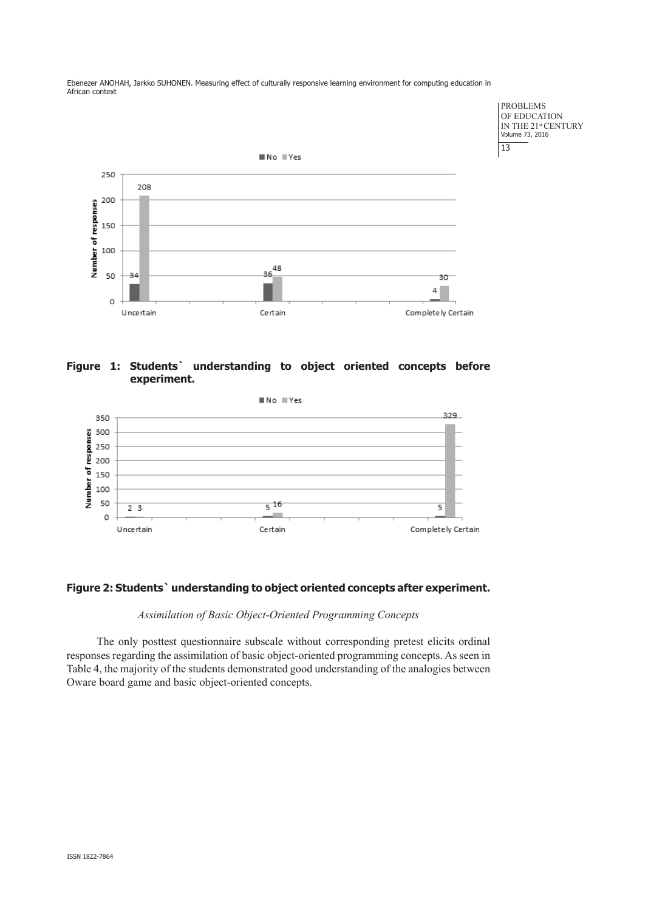**Figure 1: Students` understanding to object oriented concepts before experiment.**

**Figure 2: Students` understanding to object oriented concepts after experiment.**

*Assimilation of Basic Object-Oriented Programming Concepts*

The only posttest questionnaire subscale without corresponding pretest elicits ordinal responses regarding the assimilation of basic object-oriented programming concepts. As seen in Table 4, the majority of the students demonstrated good understanding of the analogies between Oware board game and basic object-oriented concepts.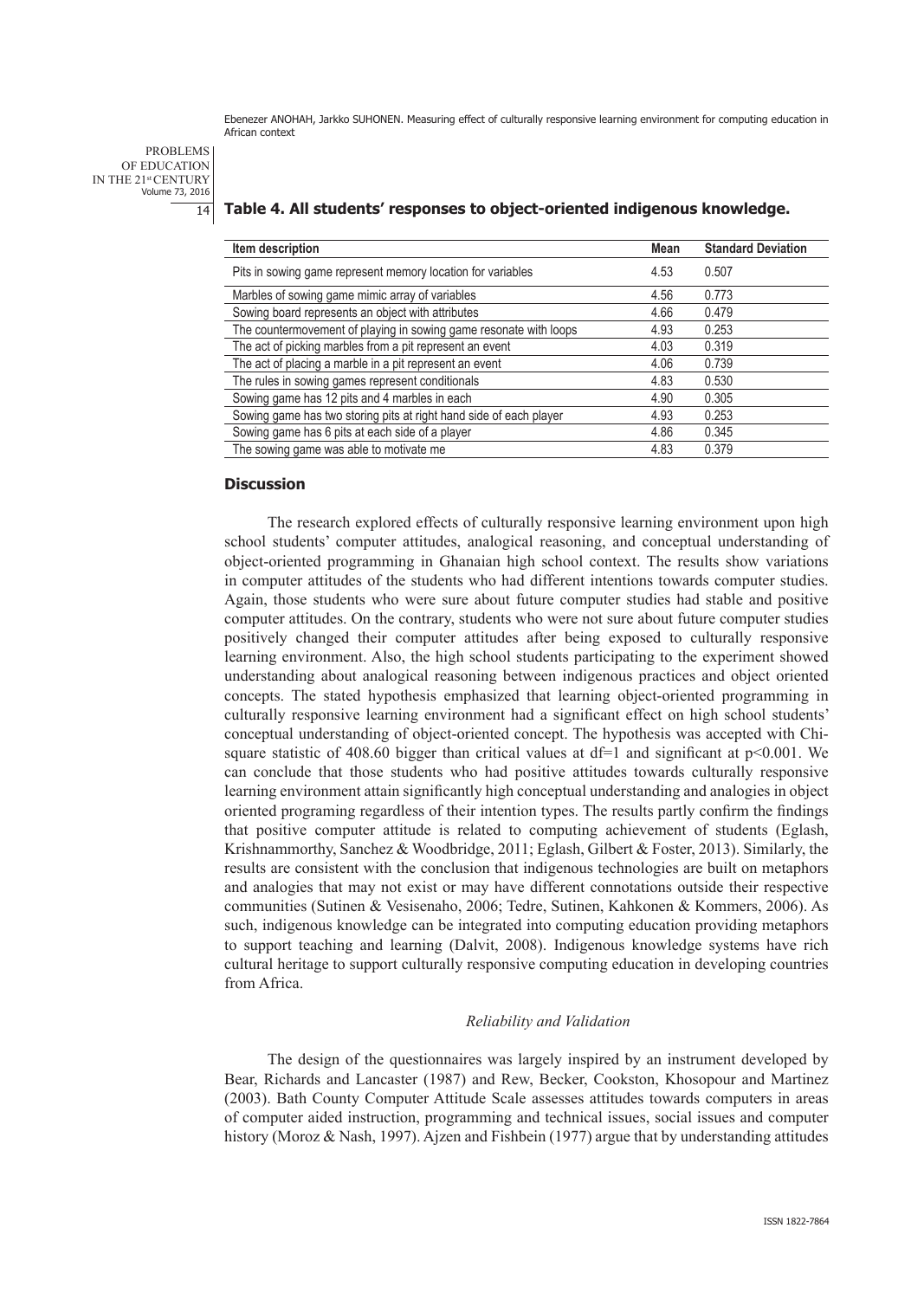**Table 4. All students' responses to object-oriented indigenous knowledge.**

| Item description | Mean | Standard Deviation |
|---|---|---|
| Pits in sowing game represent memory location for variables | 4.53 | 0.507 |
| Marbles of sowing game mimic array of variables | 4.56 | 0.773 |
| Sowing board represents an object with attributes | 4.66 | 0.479 |
| The countermovement of playing in sowing game resonate with loops | 4.93 | 0.253 |
| The act of picking marbles from a pit represent an event | 4.03 | 0.319 |
| The act of placing a marble in a pit represent an event | 4.06 | 0.739 |
| The rules in sowing games represent conditionals | 4.83 | 0.530 |
| Sowing game has 12 pits and 4 marbles in each | 4.90 | 0.305 |
| Sowing game has two storing pits at right hand side of each player | 4.93 | 0.253 |
| Sowing game has 6 pits at each side of a player | 4.86 | 0.345 |
| The sowing game was able to motivate me | 4.83 | 0.379 |

## Discussion

The research explored effects of culturally responsive learning environment upon high school students' computer attitudes, analogical reasoning, and conceptual understanding of object-oriented programming in Ghanaian high school context. The results show variations in computer attitudes of the students who had different intentions towards computer studies. Again, those students who were sure about future computer studies had stable and positive computer attitudes. On the contrary, students who were not sure about future computer studies positively changed their computer attitudes after being exposed to culturally responsive learning environment. Also, the high school students participating to the experiment showed understanding about analogical reasoning between indigenous practices and object oriented concepts. The stated hypothesis emphasized that learning object-oriented programming in culturally responsive learning environment had a significant effect on high school students' conceptual understanding of object-oriented concept. The hypothesis was accepted with Chi-square statistic of 408.60 bigger than critical values at $df=1$ and significant at $p<0.001$. We can conclude that those students who had positive attitudes towards culturally responsive learning environment attain significantly high conceptual understanding and analogies in object oriented programing regardless of their intention types. The results partly confirm the findings that positive computer attitude is related to computing achievement of students (Eglash, Krishnammorthy, Sanchez & Woodbridge, 2011; Eglash, Gilbert & Foster, 2013). Similarly, the results are consistent with the conclusion that indigenous technologies are built on metaphors and analogies that may not exist or may have different connotations outside their respective communities (Sutinen & Vesisenaho, 2006; Tedre, Sutinen, Kahkonen & Kommers, 2006). As such, indigenous knowledge can be integrated into computing education providing metaphors to support teaching and learning (Dalvit, 2008). Indigenous knowledge systems have rich cultural heritage to support culturally responsive computing education in developing countries from Africa.

### *Reliability and Validation*

The design of the questionnaires was largely inspired by an instrument developed by Bear, Richards and Lancaster (1987) and Rew, Becker, Cookston, Khosopour and Martinez (2003). Bath County Computer Attitude Scale assesses attitudes towards computers in areas of computer aided instruction, programming and technical issues, social issues and computer history (Moroz & Nash, 1997). Ajzen and Fishbein (1977) argue that by understanding attitudes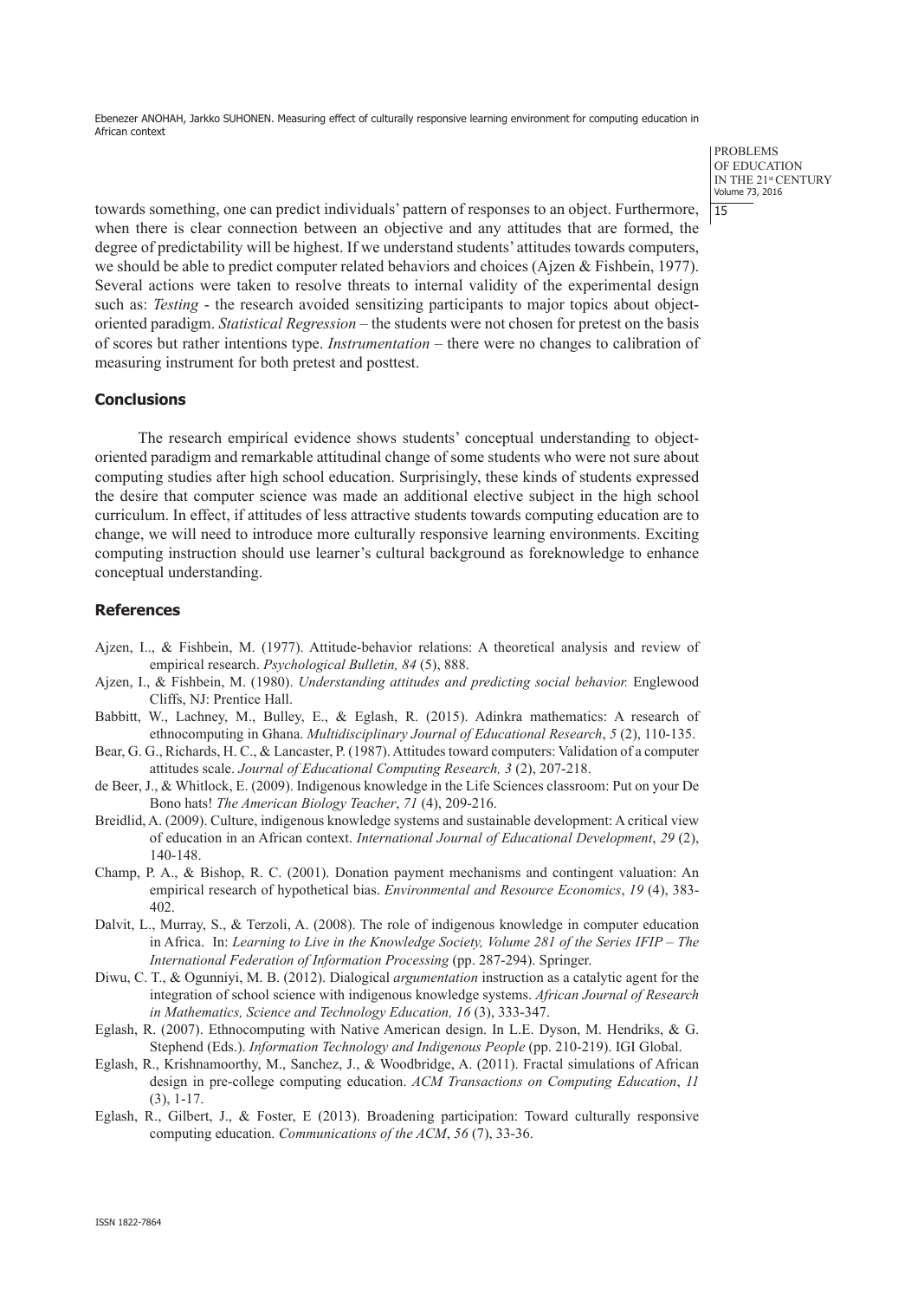towards something, one can predict individuals' pattern of responses to an object. Furthermore, when there is clear connection between an objective and any attitudes that are formed, the degree of predictability will be highest. If we understand students' attitudes towards computers, we should be able to predict computer related behaviors and choices (Ajzen & Fishbein, 1977). Several actions were taken to resolve threats to internal validity of the experimental design such as: *Testing* - the research avoided sensitizing participants to major topics about object-oriented paradigm. *Statistical Regression* – the students were not chosen for pretest on the basis of scores but rather intentions type. *Instrumentation* – there were no changes to calibration of measuring instrument for both pretest and posttest.

## Conclusions

The research empirical evidence shows students' conceptual understanding to object-oriented paradigm and remarkable attitudinal change of some students who were not sure about computing studies after high school education. Surprisingly, these kinds of students expressed the desire that computer science was made an additional elective subject in the high school curriculum. In effect, if attitudes of less attractive students towards computing education are to change, we will need to introduce more culturally responsive learning environments. Exciting computing instruction should use learner's cultural background as foreknowledge to enhance conceptual understanding.

## References

Ajzen, I.., & Fishbein, M. (1977). Attitude-behavior relations: A theoretical analysis and review of empirical research. *Psychological Bulletin, 84* (5), 888.

Ajzen, I., & Fishbein, M. (1980). *Understanding attitudes and predicting social behavior.* Englewood Cliffs, NJ: Prentice Hall.

Babbitt, W., Lachney, M., Bulley, E., & Eglash, R. (2015). Adinkra mathematics: A research of ethnocomputing in Ghana. *Multidisciplinary Journal of Educational Research*, *5* (2), 110-135.

Bear, G. G., Richards, H. C., & Lancaster, P. (1987). Attitudes toward computers: Validation of a computer attitudes scale. *Journal of Educational Computing Research, 3* (2), 207-218.

de Beer, J., & Whitlock, E. (2009). Indigenous knowledge in the Life Sciences classroom: Put on your De Bono hats! *The American Biology Teacher*, *71* (4), 209-216.

Breidlid, A. (2009). Culture, indigenous knowledge systems and sustainable development: A critical view of education in an African context. *International Journal of Educational Development*, *29* (2), 140-148.

Champ, P. A., & Bishop, R. C. (2001). Donation payment mechanisms and contingent valuation: An empirical research of hypothetical bias. *Environmental and Resource Economics*, *19* (4), 383-402.

Dalvit, L., Murray, S., & Terzoli, A. (2008). The role of indigenous knowledge in computer education in Africa. In: *Learning to Live in the Knowledge Society, Volume 281 of the Series IFIP – The International Federation of Information Processing* (pp. 287-294). Springer.

Diwu, C. T., & Ogunniyi, M. B. (2012). Dialogical *argumentation* instruction as a catalytic agent for the integration of school science with indigenous knowledge systems. *African Journal of Research in Mathematics, Science and Technology Education, 16* (3), 333-347.

Eglash, R. (2007). Ethnocomputing with Native American design. In L.E. Dyson, M. Hendriks, & G. Stephend (Eds.). *Information Technology and Indigenous People* (pp. 210-219). IGI Global.

Eglash, R., Krishnamoorthy, M., Sanchez, J., & Woodbridge, A. (2011). Fractal simulations of African design in pre-college computing education. *ACM Transactions on Computing Education*, *11* (3), 1-17.

Eglash, R., Gilbert, J., & Foster, E (2013). Broadening participation: Toward culturally responsive computing education. *Communications of the ACM*, *56* (7), 33-36.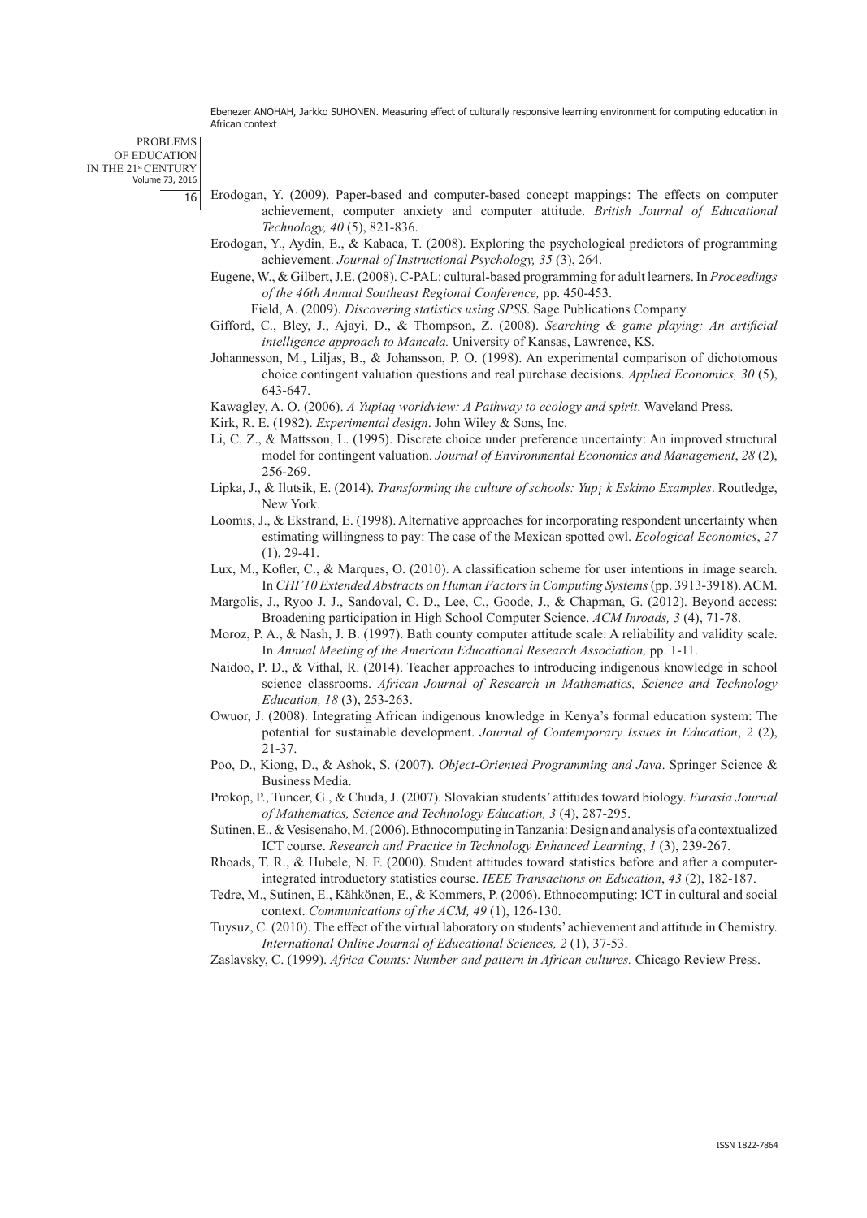Erodogan, Y. (2009). Paper-based and computer-based concept mappings: The effects on computer achievement, computer anxiety and computer attitude. *British Journal of Educational Technology, 40* (5), 821-836.

Erodogan, Y., Aydin, E., & Kabaca, T. (2008). Exploring the psychological predictors of programming achievement. *Journal of Instructional Psychology, 35* (3), 264.

Eugene, W., & Gilbert, J.E. (2008). C-PAL: cultural-based programming for adult learners. In *Proceedings of the 46th Annual Southeast Regional Conference,* pp. 450-453.

Field, A. (2009). *Discovering statistics using SPSS*. Sage Publications Company.

Gifford, C., Bley, J., Ajayi, D., & Thompson, Z. (2008). *Searching & game playing: An artificial intelligence approach to Mancala.* University of Kansas, Lawrence, KS.

Johannesson, M., Liljas, B., & Johansson, P. O. (1998). An experimental comparison of dichotomous choice contingent valuation questions and real purchase decisions. *Applied Economics, 30* (5), 643-647.

Kawagley, A. O. (2006). *A Yupiaq worldview: A Pathway to ecology and spirit*. Waveland Press.

Kirk, R. E. (1982). *Experimental design*. John Wiley & Sons, Inc.

Li, C. Z., & Mattsson, L. (1995). Discrete choice under preference uncertainty: An improved structural model for contingent valuation. *Journal of Environmental Economics and Management*, *28* (2), 256-269.

Lipka, J., & Ilutsik, E. (2014). *Transforming the culture of schools: Yup¡ k Eskimo Examples*. Routledge, New York.

Loomis, J., & Ekstrand, E. (1998). Alternative approaches for incorporating respondent uncertainty when estimating willingness to pay: The case of the Mexican spotted owl. *Ecological Economics*, *27* (1), 29-41.

Lux, M., Kofler, C., & Marques, O. (2010). A classification scheme for user intentions in image search. In *CHI'10 Extended Abstracts on Human Factors in Computing Systems* (pp. 3913-3918). ACM.

Margolis, J., Ryoo J. J., Sandoval, C. D., Lee, C., Goode, J., & Chapman, G. (2012). Beyond access: Broadening participation in High School Computer Science. *ACM Inroads, 3* (4), 71-78.

Moroz, P. A., & Nash, J. B. (1997). Bath county computer attitude scale: A reliability and validity scale. In *Annual Meeting of the American Educational Research Association,* pp. 1-11.

Naidoo, P. D., & Vithal, R. (2014). Teacher approaches to introducing indigenous knowledge in school science classrooms. *African Journal of Research in Mathematics, Science and Technology Education, 18* (3), 253-263.

Owuor, J. (2008). Integrating African indigenous knowledge in Kenya's formal education system: The potential for sustainable development. *Journal of Contemporary Issues in Education*, *2* (2), 21-37.

Poo, D., Kiong, D., & Ashok, S. (2007). *Object-Oriented Programming and Java*. Springer Science & Business Media.

Prokop, P., Tuncer, G., & Chuda, J. (2007). Slovakian students' attitudes toward biology. *Eurasia Journal of Mathematics, Science and Technology Education, 3* (4), 287-295.

Sutinen, E., & Vesisenaho, M. (2006). Ethnocomputing in Tanzania: Design and analysis of a contextualized ICT course. *Research and Practice in Technology Enhanced Learning*, *1* (3), 239-267.

Rhoads, T. R., & Hubele, N. F. (2000). Student attitudes toward statistics before and after a computer-integrated introductory statistics course. *IEEE Transactions on Education*, *43* (2), 182-187.

Tedre, M., Sutinen, E., Kähkönen, E., & Kommers, P. (2006). Ethnocomputing: ICT in cultural and social context. *Communications of the ACM, 49* (1), 126-130.

Tuysuz, C. (2010). The effect of the virtual laboratory on students' achievement and attitude in Chemistry. *International Online Journal of Educational Sciences, 2* (1), 37-53.

Zaslavsky, C. (1999). *Africa Counts: Number and pattern in African cultures.* Chicago Review Press.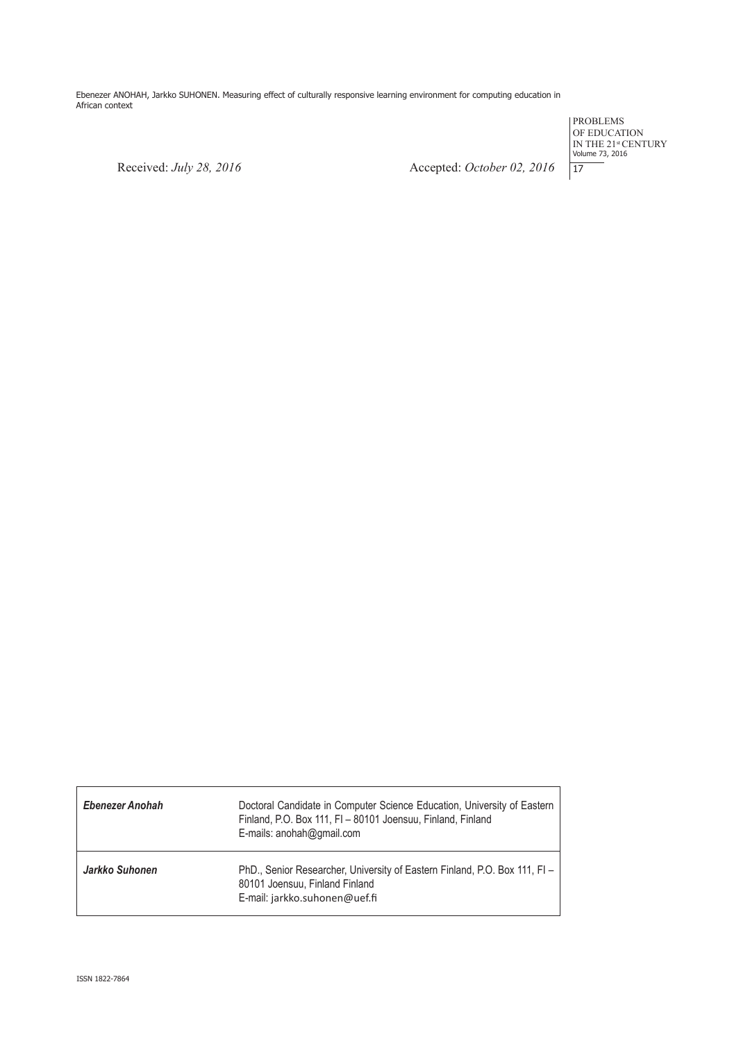Received: *July 28, 2016* Accepted: *October 02, 2016*

| | |
|---|---|
| ***Ebenezer Anohah*** | Doctoral Candidate in Computer Science Education, University of Eastern Finland, P.O. Box 111, FI – 80101 Joensuu, Finland, Finland<br>E-mails: anohah@gmail.com |
| ***Jarkko Suhonen*** | PhD., Senior Researcher, University of Eastern Finland, P.O. Box 111, FI – 80101 Joensuu, Finland Finland<br>E-mail: jarkko.suhonen@uef.fi |